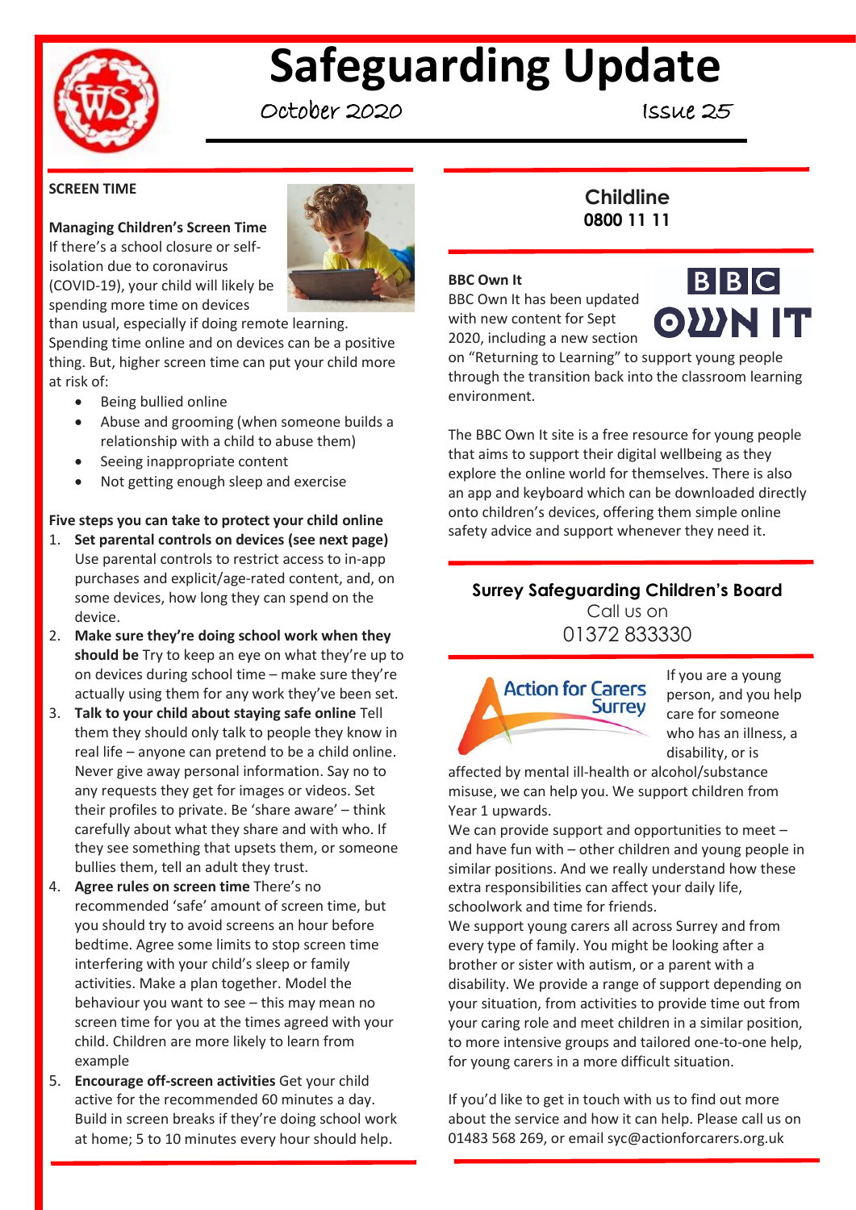# Safeguarding Update

October 2020 Issue 25

## SCREEN TIME

**Managing Children's Screen Time**
If there's a school closure or self-isolation due to coronavirus (COVID-19), your child will likely be spending more time on devices than usual, especially if doing remote learning. Spending time online and on devices can be a positive thing. But, higher screen time can put your child more at risk of:

- Being bullied online
- Abuse and grooming (when someone builds a relationship with a child to abuse them)
- Seeing inappropriate content
- Not getting enough sleep and exercise

**Five steps you can take to protect your child online**

1. **Set parental controls on devices (see next page)** Use parental controls to restrict access to in-app purchases and explicit/age-rated content, and, on some devices, how long they can spend on the device.
2. **Make sure they're doing school work when they should be** Try to keep an eye on what they're up to on devices during school time – make sure they're actually using them for any work they've been set.
3. **Talk to your child about staying safe online** Tell them they should only talk to people they know in real life – anyone can pretend to be a child online. Never give away personal information. Say no to any requests they get for images or videos. Set their profiles to private. Be 'share aware' – think carefully about what they share and with who. If they see something that upsets them, or someone bullies them, tell an adult they trust.
4. **Agree rules on screen time** There's no recommended 'safe' amount of screen time, but you should try to avoid screens an hour before bedtime. Agree some limits to stop screen time interfering with your child's sleep or family activities. Make a plan together. Model the behaviour you want to see – this may mean no screen time for you at the times agreed with your child. Children are more likely to learn from example
5. **Encourage off-screen activities** Get your child active for the recommended 60 minutes a day. Build in screen breaks if they're doing school work at home; 5 to 10 minutes every hour should help.

## Childline
**0800 11 11**

**BBC Own It**
BBC Own It has been updated with new content for Sept 2020, including a new section on "Returning to Learning" to support young people through the transition back into the classroom learning environment.

The BBC Own It site is a free resource for young people that aims to support their digital wellbeing as they explore the online world for themselves. There is also an app and keyboard which can be downloaded directly onto children's devices, offering them simple online safety advice and support whenever they need it.

## Surrey Safeguarding Children's Board
Call us on
01372 833330

**Action for Carers Surrey**

If you are a young person, and you help care for someone who has an illness, a disability, or is affected by mental ill-health or alcohol/substance misuse, we can help you. We support children from Year 1 upwards.
We can provide support and opportunities to meet – and have fun with – other children and young people in similar positions. And we really understand how these extra responsibilities can affect your daily life, schoolwork and time for friends.
We support young carers all across Surrey and from every type of family. You might be looking after a brother or sister with autism, or a parent with a disability. We provide a range of support depending on your situation, from activities to provide time out from your caring role and meet children in a similar position, to more intensive groups and tailored one-to-one help, for young carers in a more difficult situation.

If you'd like to get in touch with us to find out more about the service and how it can help. Please call us on 01483 568 269, or email syc@actionforcarers.org.uk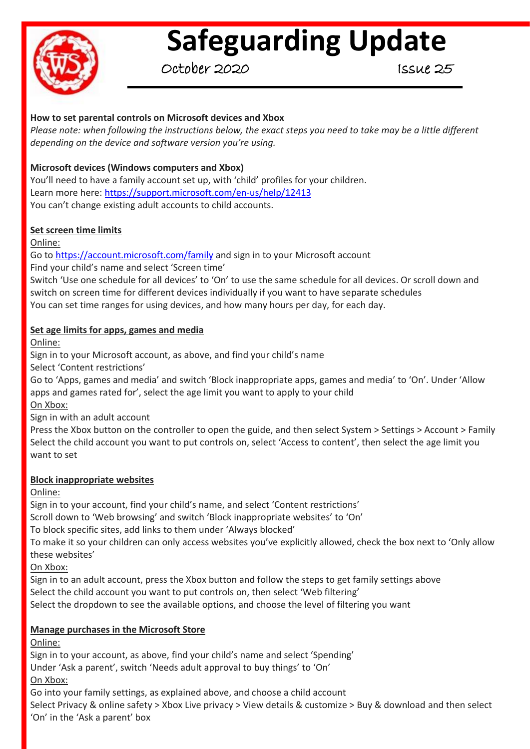# Safeguarding Update

October 2020 Issue 25

**How to set parental controls on Microsoft devices and Xbox**

*Please note: when following the instructions below, the exact steps you need to take may be a little different depending on the device and software version you're using.*

**Microsoft devices (Windows computers and Xbox)**

You'll need to have a family account set up, with 'child' profiles for your children.

Learn more here: https://support.microsoft.com/en-us/help/12413

You can't change existing adult accounts to child accounts.

**Set screen time limits**

Online:

Go to https://account.microsoft.com/family and sign in to your Microsoft account

Find your child's name and select 'Screen time'

Switch 'Use one schedule for all devices' to 'On' to use the same schedule for all devices. Or scroll down and switch on screen time for different devices individually if you want to have separate schedules

You can set time ranges for using devices, and how many hours per day, for each day.

**Set age limits for apps, games and media**

Online:

Sign in to your Microsoft account, as above, and find your child's name

Select 'Content restrictions'

Go to 'Apps, games and media' and switch 'Block inappropriate apps, games and media' to 'On'. Under 'Allow apps and games rated for', select the age limit you want to apply to your child

On Xbox:

Sign in with an adult account

Press the Xbox button on the controller to open the guide, and then select System > Settings > Account > Family

Select the child account you want to put controls on, select 'Access to content', then select the age limit you want to set

**Block inappropriate websites**

Online:

Sign in to your account, find your child's name, and select 'Content restrictions'

Scroll down to 'Web browsing' and switch 'Block inappropriate websites' to 'On'

To block specific sites, add links to them under 'Always blocked'

To make it so your children can only access websites you've explicitly allowed, check the box next to 'Only allow these websites'

On Xbox:

Sign in to an adult account, press the Xbox button and follow the steps to get family settings above

Select the child account you want to put controls on, then select 'Web filtering'

Select the dropdown to see the available options, and choose the level of filtering you want

**Manage purchases in the Microsoft Store**

Online:

Sign in to your account, as above, find your child's name and select 'Spending'

Under 'Ask a parent', switch 'Needs adult approval to buy things' to 'On'

On Xbox:

Go into your family settings, as explained above, and choose a child account

Select Privacy & online safety > Xbox Live privacy > View details & customize > Buy & download and then select 'On' in the 'Ask a parent' box